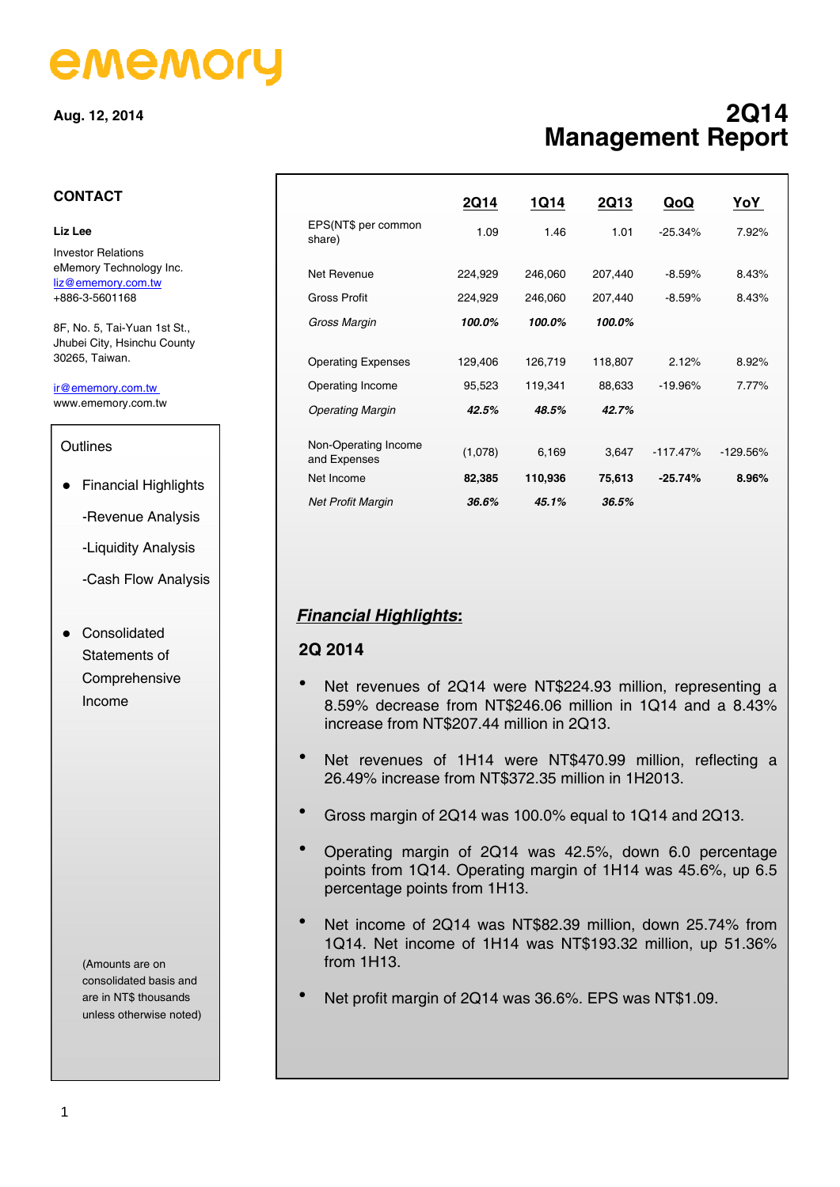ememory

Aug. 12, 2014

# 2Q14 Management Report

**CONTACT**

**Liz Lee**

Investor Relations
eMemory Technology Inc.
liz@ememory.com.tw
+886-3-5601168

8F, No. 5, Tai-Yuan 1st St.,
Jhubei City, Hsinchu County
30265, Taiwan.

ir@ememory.com.tw
www.ememory.com.tw

**Outlines**

- Financial Highlights
  - -Revenue Analysis
  - -Liquidity Analysis
  - -Cash Flow Analysis
- Consolidated Statements of Comprehensive Income

(Amounts are on consolidated basis and are in NT$ thousands unless otherwise noted)

| | 2Q14 | 1Q14 | 2Q13 | QoQ | YoY |
|---|---|---|---|---|---|
| EPS(NT$ per common share) | 1.09 | 1.46 | 1.01 | -25.34% | 7.92% |
| Net Revenue | 224,929 | 246,060 | 207,440 | -8.59% | 8.43% |
| Gross Profit | 224,929 | 246,060 | 207,440 | -8.59% | 8.43% |
| *Gross Margin* | ***100.0%*** | ***100.0%*** | ***100.0%*** | | |
| Operating Expenses | 129,406 | 126,719 | 118,807 | 2.12% | 8.92% |
| Operating Income | 95,523 | 119,341 | 88,633 | -19.96% | 7.77% |
| *Operating Margin* | ***42.5%*** | ***48.5%*** | ***42.7%*** | | |
| Non-Operating Income and Expenses | (1,078) | 6,169 | 3,647 | -117.47% | -129.56% |
| Net Income | **82,385** | **110,936** | **75,613** | **-25.74%** | **8.96%** |
| *Net Profit Margin* | ***36.6%*** | ***45.1%*** | ***36.5%*** | | |

## ***Financial Highlights:***

### 2Q 2014

- Net revenues of 2Q14 were NT$224.93 million, representing a 8.59% decrease from NT$246.06 million in 1Q14 and a 8.43% increase from NT$207.44 million in 2Q13.
- Net revenues of 1H14 were NT$470.99 million, reflecting a 26.49% increase from NT$372.35 million in 1H2013.
- Gross margin of 2Q14 was 100.0% equal to 1Q14 and 2Q13.
- Operating margin of 2Q14 was 42.5%, down 6.0 percentage points from 1Q14. Operating margin of 1H14 was 45.6%, up 6.5 percentage points from 1H13.
- Net income of 2Q14 was NT$82.39 million, down 25.74% from 1Q14. Net income of 1H14 was NT$193.32 million, up 51.36% from 1H13.
- Net profit margin of 2Q14 was 36.6%. EPS was NT$1.09.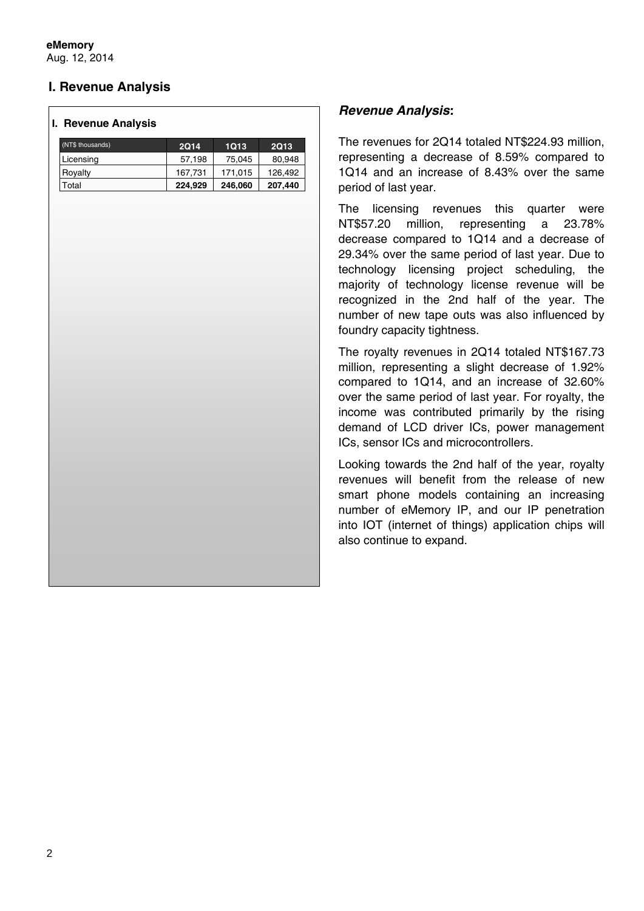# I. Revenue Analysis

**I. Revenue Analysis**

| (NT$ thousands) | 2Q14 | 1Q13 | 2Q13 |
|---|---|---|---|
| Licensing | 57,198 | 75,045 | 80,948 |
| Royalty | 167,731 | 171,015 | 126,492 |
| Total | **224,929** | **246,060** | **207,440** |

## *Revenue Analysis*:

The revenues for 2Q14 totaled NT$224.93 million, representing a decrease of 8.59% compared to 1Q14 and an increase of 8.43% over the same period of last year.

The licensing revenues this quarter were NT$57.20 million, representing a 23.78% decrease compared to 1Q14 and a decrease of 29.34% over the same period of last year. Due to technology licensing project scheduling, the majority of technology license revenue will be recognized in the 2nd half of the year. The number of new tape outs was also influenced by foundry capacity tightness.

The royalty revenues in 2Q14 totaled NT$167.73 million, representing a slight decrease of 1.92% compared to 1Q14, and an increase of 32.60% over the same period of last year. For royalty, the income was contributed primarily by the rising demand of LCD driver ICs, power management ICs, sensor ICs and microcontrollers.

Looking towards the 2nd half of the year, royalty revenues will benefit from the release of new smart phone models containing an increasing number of eMemory IP, and our IP penetration into IOT (internet of things) application chips will also continue to expand.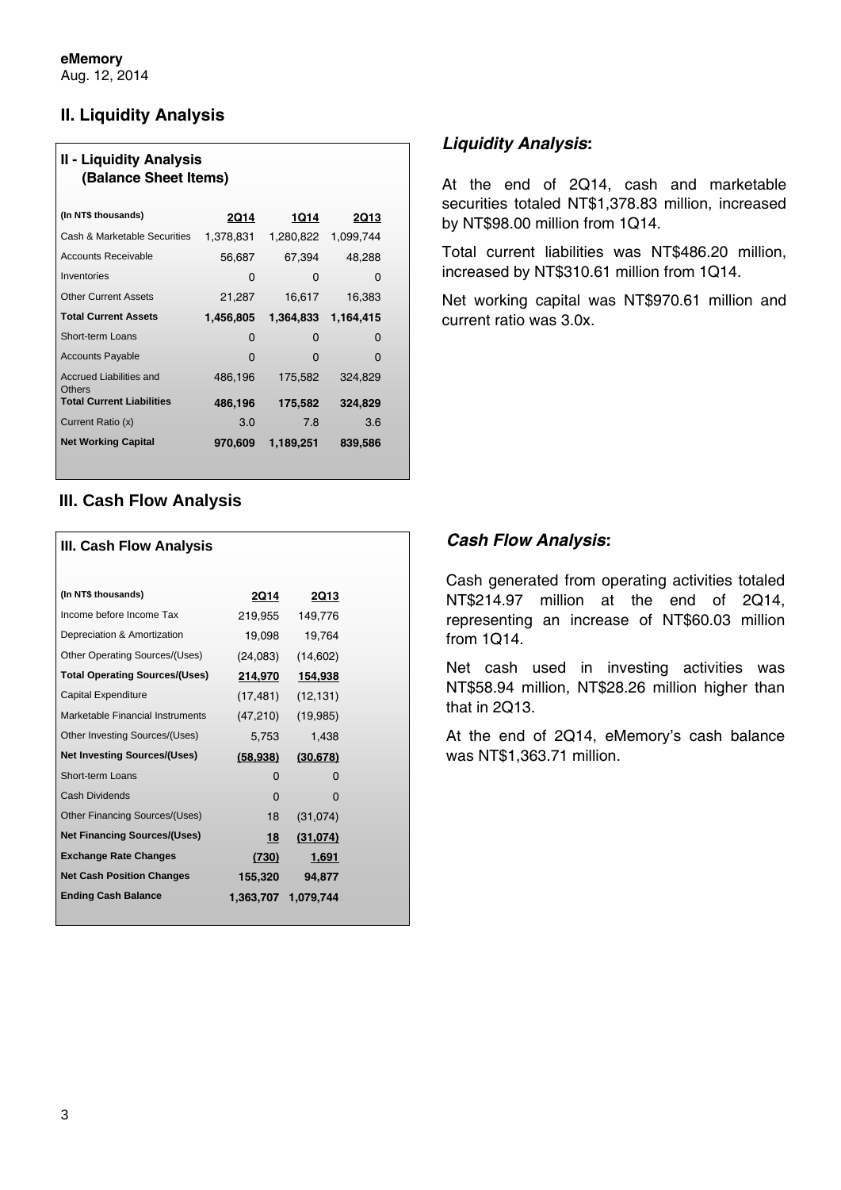**eMemory**
Aug. 12, 2014

## II. Liquidity Analysis

| II - Liquidity Analysis (Balance Sheet Items) | | | |
|---|---|---|---|
| (In NT$ thousands) | 2Q14 | 1Q14 | 2Q13 |
| Cash & Marketable Securities | 1,378,831 | 1,280,822 | 1,099,744 |
| Accounts Receivable | 56,687 | 67,394 | 48,288 |
| Inventories | 0 | 0 | 0 |
| Other Current Assets | 21,287 | 16,617 | 16,383 |
| **Total Current Assets** | **1,456,805** | **1,364,833** | **1,164,415** |
| Short-term Loans | 0 | 0 | 0 |
| Accounts Payable | 0 | 0 | 0 |
| Accrued Liabilities and Others | 486,196 | 175,582 | 324,829 |
| **Total Current Liabilities** | **486,196** | **175,582** | **324,829** |
| Current Ratio (x) | 3.0 | 7.8 | 3.6 |
| **Net Working Capital** | **970,609** | **1,189,251** | **839,586** |

### *Liquidity Analysis:*

At the end of 2Q14, cash and marketable securities totaled NT$1,378.83 million, increased by NT$98.00 million from 1Q14.

Total current liabilities was NT$486.20 million, increased by NT$310.61 million from 1Q14.

Net working capital was NT$970.61 million and current ratio was 3.0x.

## III. Cash Flow Analysis

| III. Cash Flow Analysis | | |
|---|---|---|
| (In NT$ thousands) | 2Q14 | 2Q13 |
| Income before Income Tax | 219,955 | 149,776 |
| Depreciation & Amortization | 19,098 | 19,764 |
| Other Operating Sources/(Uses) | (24,083) | (14,602) |
| **Total Operating Sources/(Uses)** | **214,970** | **154,938** |
| Capital Expenditure | (17,481) | (12,131) |
| Marketable Financial Instruments | (47,210) | (19,985) |
| Other Investing Sources/(Uses) | 5,753 | 1,438 |
| **Net Investing Sources/(Uses)** | **(58,938)** | **(30,678)** |
| Short-term Loans | 0 | 0 |
| Cash Dividends | 0 | 0 |
| Other Financing Sources/(Uses) | 18 | (31,074) |
| **Net Financing Sources/(Uses)** | **18** | **(31,074)** |
| **Exchange Rate Changes** | **(730)** | **1,691** |
| **Net Cash Position Changes** | **155,320** | **94,877** |
| **Ending Cash Balance** | **1,363,707** | **1,079,744** |

### *Cash Flow Analysis:*

Cash generated from operating activities totaled NT$214.97 million at the end of 2Q14, representing an increase of NT$60.03 million from 1Q14.

Net cash used in investing activities was NT$58.94 million, NT$28.26 million higher than that in 2Q13.

At the end of 2Q14, eMemory's cash balance was NT$1,363.71 million.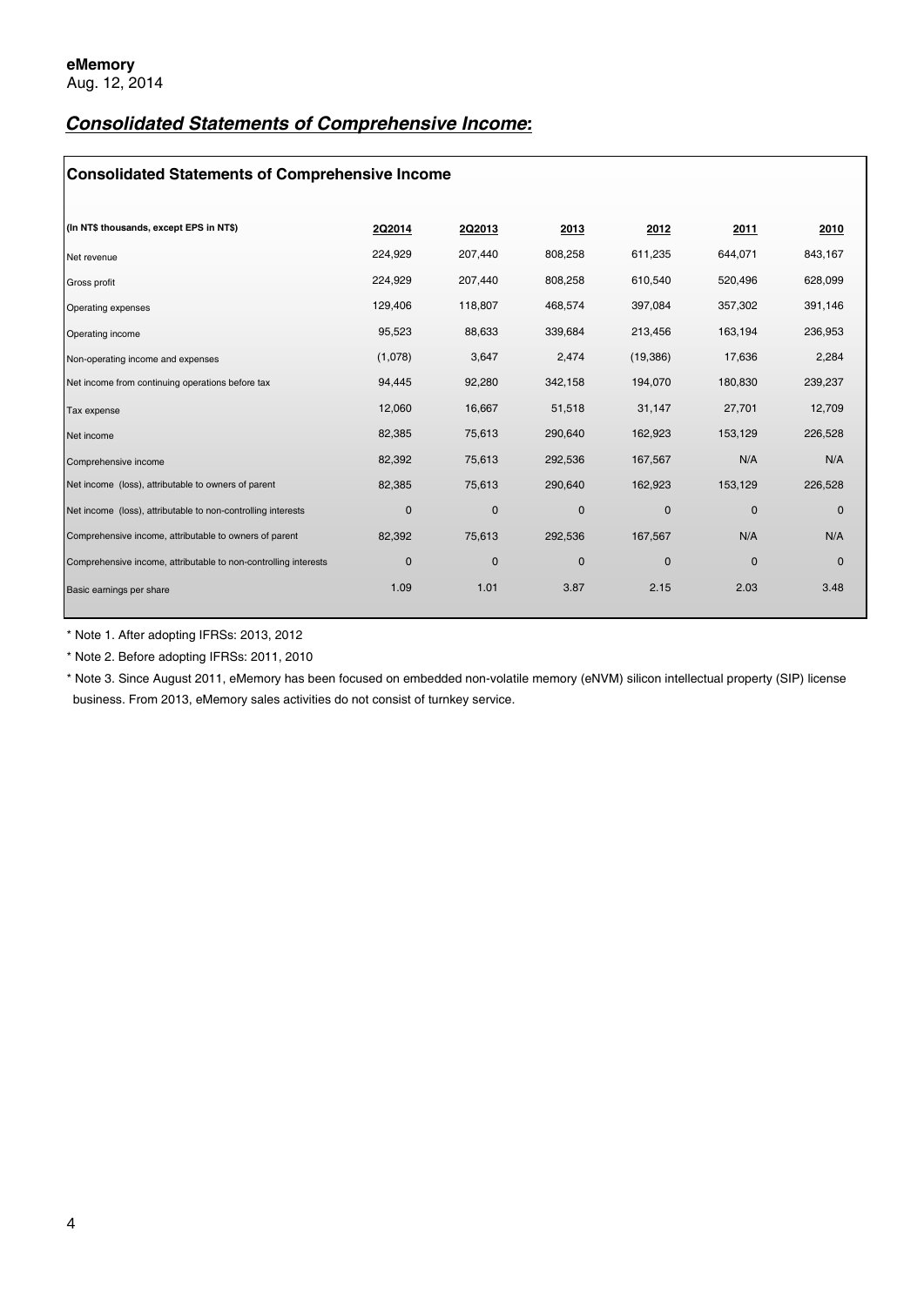**eMemory**
Aug. 12, 2014

## ***Consolidated Statements of Comprehensive Income*:**

### Consolidated Statements of Comprehensive Income

| (In NT$ thousands, except EPS in NT$) | 2Q2014 | 2Q2013 | 2013 | 2012 | 2011 | 2010 |
|---|---|---|---|---|---|---|
| Net revenue | 224,929 | 207,440 | 808,258 | 611,235 | 644,071 | 843,167 |
| Gross profit | 224,929 | 207,440 | 808,258 | 610,540 | 520,496 | 628,099 |
| Operating expenses | 129,406 | 118,807 | 468,574 | 397,084 | 357,302 | 391,146 |
| Operating income | 95,523 | 88,633 | 339,684 | 213,456 | 163,194 | 236,953 |
| Non-operating income and expenses | (1,078) | 3,647 | 2,474 | (19,386) | 17,636 | 2,284 |
| Net income from continuing operations before tax | 94,445 | 92,280 | 342,158 | 194,070 | 180,830 | 239,237 |
| Tax expense | 12,060 | 16,667 | 51,518 | 31,147 | 27,701 | 12,709 |
| Net income | 82,385 | 75,613 | 290,640 | 162,923 | 153,129 | 226,528 |
| Comprehensive income | 82,392 | 75,613 | 292,536 | 167,567 | N/A | N/A |
| Net income (loss), attributable to owners of parent | 82,385 | 75,613 | 290,640 | 162,923 | 153,129 | 226,528 |
| Net income (loss), attributable to non-controlling interests | 0 | 0 | 0 | 0 | 0 | 0 |
| Comprehensive income, attributable to owners of parent | 82,392 | 75,613 | 292,536 | 167,567 | N/A | N/A |
| Comprehensive income, attributable to non-controlling interests | 0 | 0 | 0 | 0 | 0 | 0 |
| Basic earnings per share | 1.09 | 1.01 | 3.87 | 2.15 | 2.03 | 3.48 |

* Note 1. After adopting IFRSs: 2013, 2012

* Note 2. Before adopting IFRSs: 2011, 2010

* Note 3. Since August 2011, eMemory has been focused on embedded non-volatile memory (eNVM) silicon intellectual property (SIP) license business. From 2013, eMemory sales activities do not consist of turnkey service.